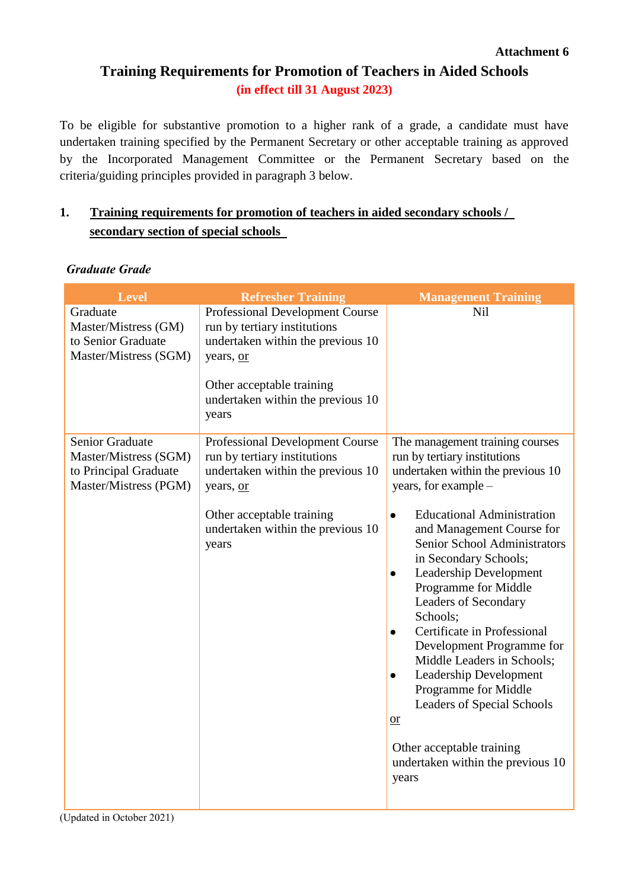**Attachment 6**

# Training Requirements for Promotion of Teachers in Aided Schools

**(in effect till 31 August 2023)**

To be eligible for substantive promotion to a higher rank of a grade, a candidate must have undertaken training specified by the Permanent Secretary or other acceptable training as approved by the Incorporated Management Committee or the Permanent Secretary based on the criteria/guiding principles provided in paragraph 3 below.

## 1. Training requirements for promotion of teachers in aided secondary schools / secondary section of special schools

***Graduate Grade***

| Level | Refresher Training | Management Training |
|---|---|---|
| Graduate Master/Mistress (GM) to Senior Graduate Master/Mistress (SGM) | Professional Development Course run by tertiary institutions undertaken within the previous 10 years, or<br><br>Other acceptable training undertaken within the previous 10 years | Nil |
| Senior Graduate Master/Mistress (SGM) to Principal Graduate Master/Mistress (PGM) | Professional Development Course run by tertiary institutions undertaken within the previous 10 years, or<br><br>Other acceptable training undertaken within the previous 10 years | The management training courses run by tertiary institutions undertaken within the previous 10 years, for example –<br><br>• Educational Administration and Management Course for Senior School Administrators in Secondary Schools;<br>• Leadership Development Programme for Middle Leaders of Secondary Schools;<br>• Certificate in Professional Development Programme for Middle Leaders in Schools;<br>• Leadership Development Programme for Middle Leaders of Special Schools<br><br>or<br><br>Other acceptable training undertaken within the previous 10 years |

(Updated in October 2021)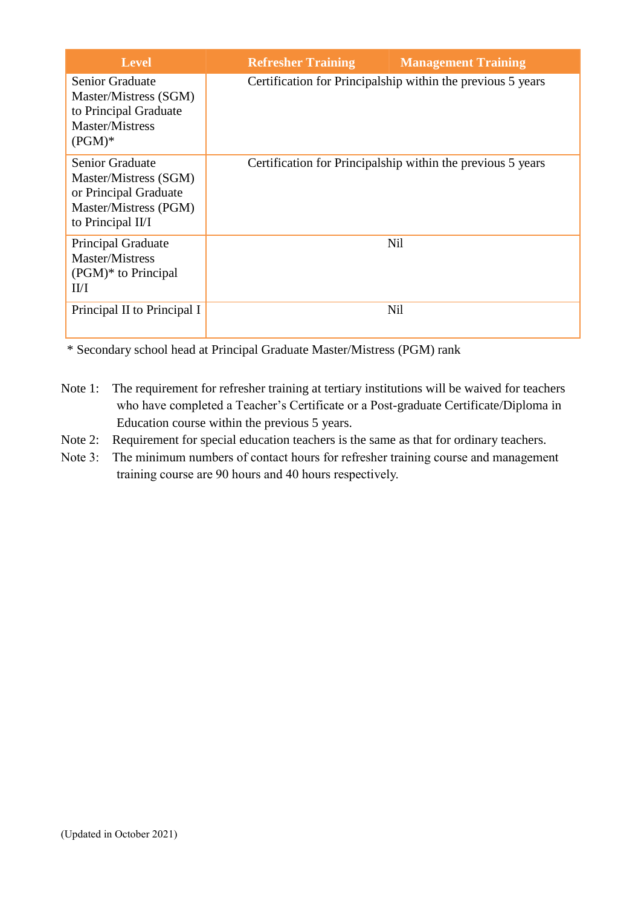| Level | Refresher Training | Management Training |
|---|---|---|
| Senior Graduate Master/Mistress (SGM) to Principal Graduate Master/Mistress (PGM)* | Certification for Principalship within the previous 5 years | |
| Senior Graduate Master/Mistress (SGM) or Principal Graduate Master/Mistress (PGM) to Principal II/I | Certification for Principalship within the previous 5 years | |
| Principal Graduate Master/Mistress (PGM)* to Principal II/I | Nil | |
| Principal II to Principal I | Nil | |

\* Secondary school head at Principal Graduate Master/Mistress (PGM) rank

Note 1: The requirement for refresher training at tertiary institutions will be waived for teachers who have completed a Teacher's Certificate or a Post-graduate Certificate/Diploma in Education course within the previous 5 years.

Note 2: Requirement for special education teachers is the same as that for ordinary teachers.

Note 3: The minimum numbers of contact hours for refresher training course and management training course are 90 hours and 40 hours respectively.

(Updated in October 2021)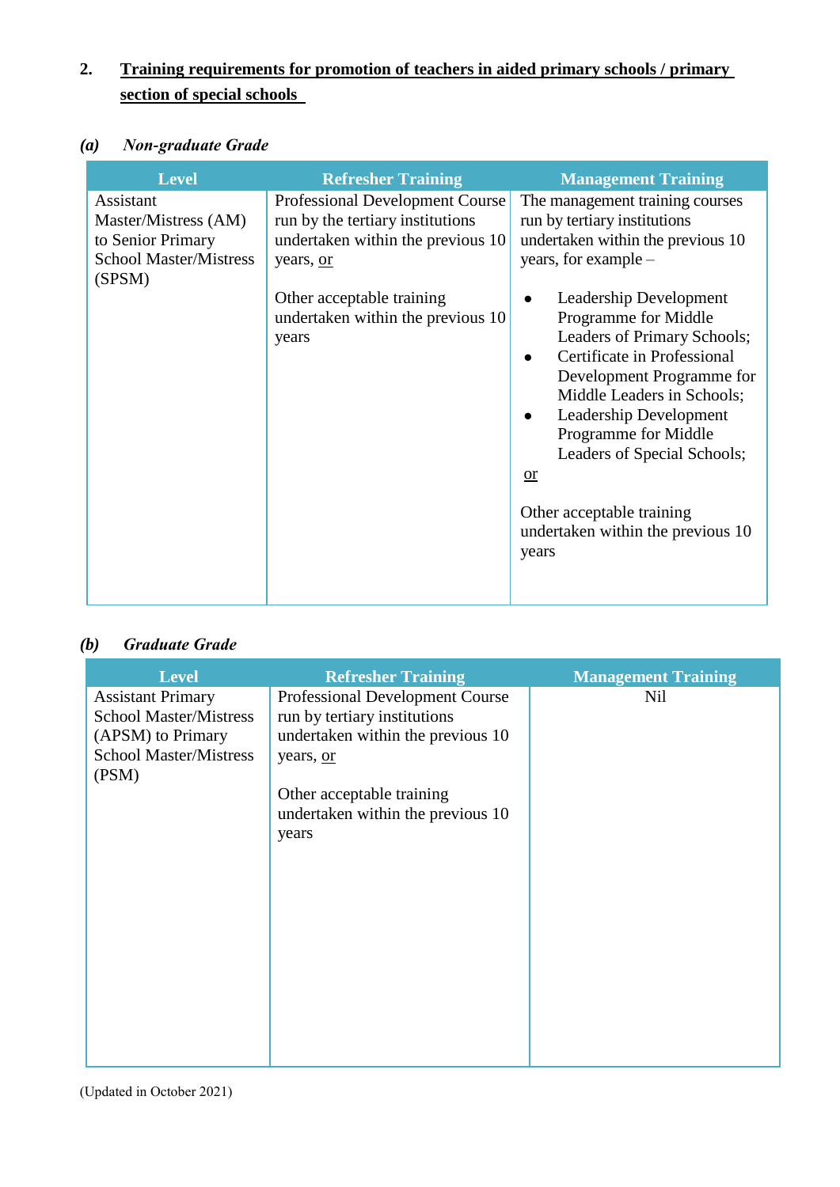## 2. <u>Training requirements for promotion of teachers in aided primary schools / primary section of special schools</u>

### *(a) Non-graduate Grade*

| Level | Refresher Training | Management Training |
|---|---|---|
| Assistant Master/Mistress (AM) to Senior Primary School Master/Mistress (SPSM) | Professional Development Course run by the tertiary institutions undertaken within the previous 10 years, <u>or</u><br><br>Other acceptable training undertaken within the previous 10 years | The management training courses run by tertiary institutions undertaken within the previous 10 years, for example –<br><br>• Leadership Development Programme for Middle Leaders of Primary Schools;<br>• Certificate in Professional Development Programme for Middle Leaders in Schools;<br>• Leadership Development Programme for Middle Leaders of Special Schools;<br><br><u>or</u><br><br>Other acceptable training undertaken within the previous 10 years |

### *(b) Graduate Grade*

| Level | Refresher Training | Management Training |
|---|---|---|
| Assistant Primary School Master/Mistress (APSM) to Primary School Master/Mistress (PSM) | Professional Development Course run by tertiary institutions undertaken within the previous 10 years, <u>or</u><br><br>Other acceptable training undertaken within the previous 10 years | Nil |

(Updated in October 2021)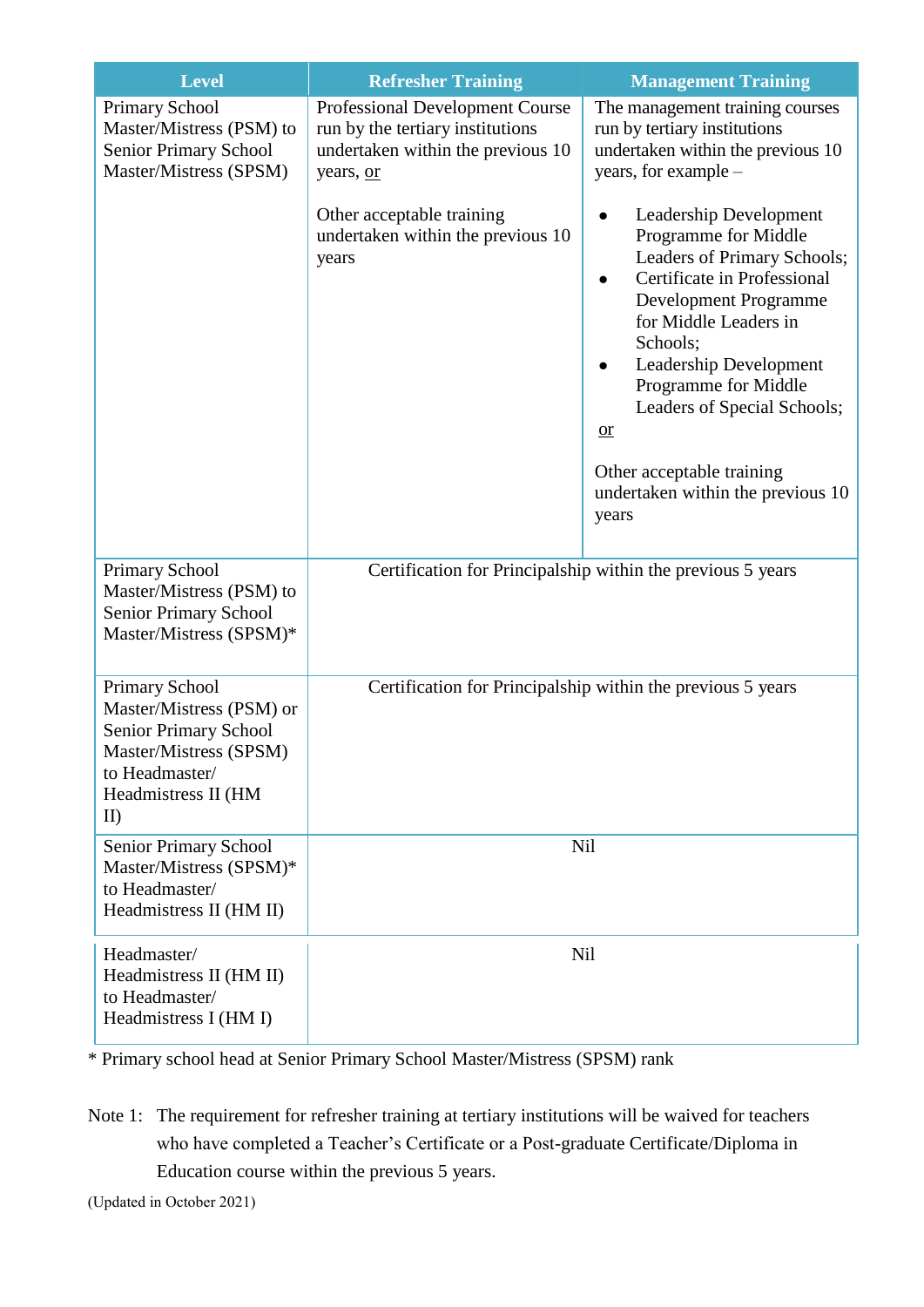| Level | Refresher Training | Management Training |
|---|---|---|
| Primary School Master/Mistress (PSM) to Senior Primary School Master/Mistress (SPSM) | Professional Development Course run by the tertiary institutions undertaken within the previous 10 years, <u>or</u><br><br>Other acceptable training undertaken within the previous 10 years | The management training courses run by tertiary institutions undertaken within the previous 10 years, for example –<br><br>• Leadership Development Programme for Middle Leaders of Primary Schools;<br>• Certificate in Professional Development Programme for Middle Leaders in Schools;<br>• Leadership Development Programme for Middle Leaders of Special Schools;<br><u>or</u><br><br>Other acceptable training undertaken within the previous 10 years |
| Primary School Master/Mistress (PSM) to Senior Primary School Master/Mistress (SPSM)* | Certification for Principalship within the previous 5 years | |
| Primary School Master/Mistress (PSM) or Senior Primary School Master/Mistress (SPSM) to Headmaster/ Headmistress II (HM II) | Certification for Principalship within the previous 5 years | |
| Senior Primary School Master/Mistress (SPSM)* to Headmaster/ Headmistress II (HM II) | Nil | |
| Headmaster/ Headmistress II (HM II) to Headmaster/ Headmistress I (HM I) | Nil | |

* Primary school head at Senior Primary School Master/Mistress (SPSM) rank

Note 1: The requirement for refresher training at tertiary institutions will be waived for teachers who have completed a Teacher's Certificate or a Post-graduate Certificate/Diploma in Education course within the previous 5 years.

(Updated in October 2021)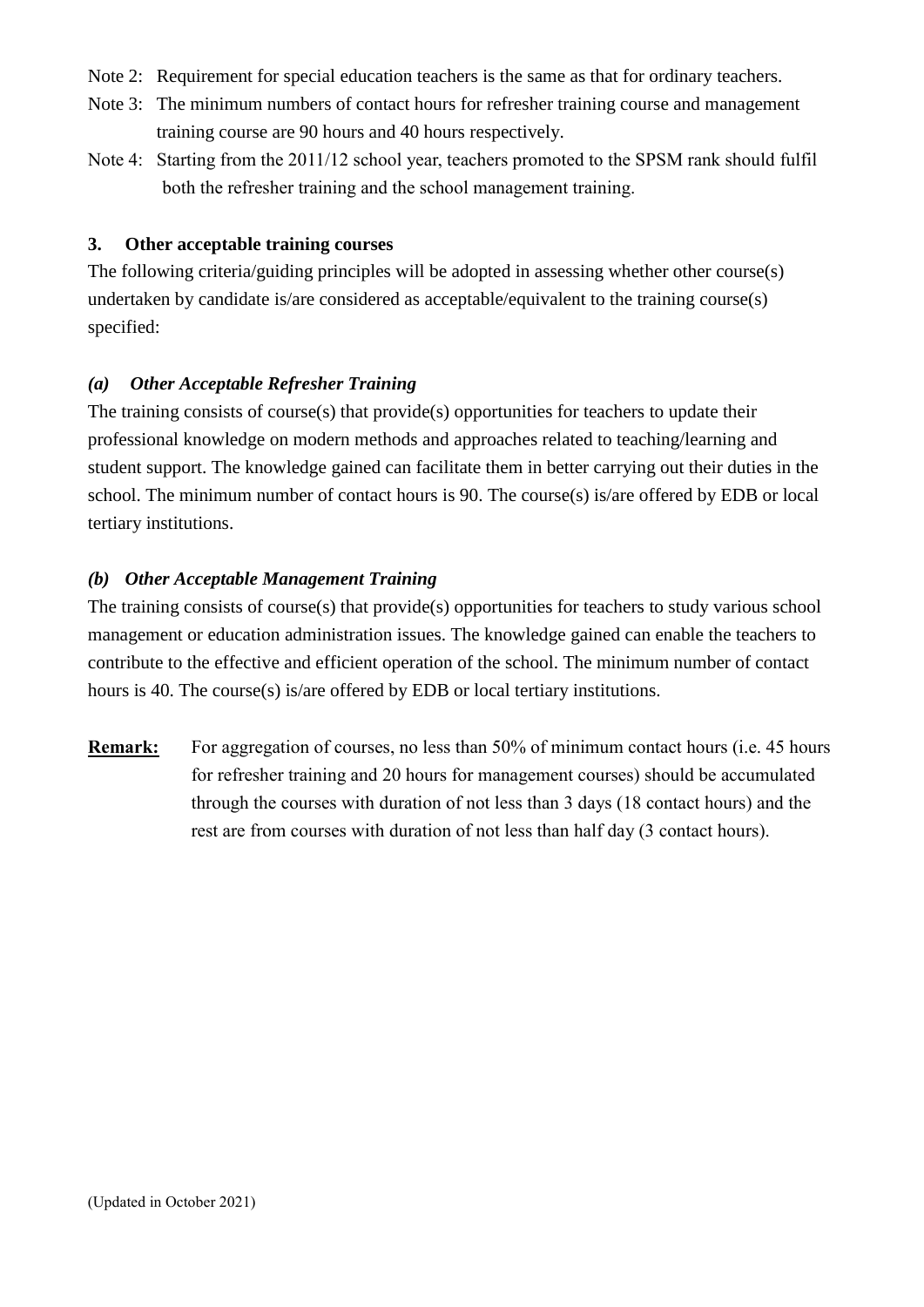Note 2: Requirement for special education teachers is the same as that for ordinary teachers.

Note 3: The minimum numbers of contact hours for refresher training course and management training course are 90 hours and 40 hours respectively.

Note 4: Starting from the 2011/12 school year, teachers promoted to the SPSM rank should fulfil both the refresher training and the school management training.

### 3. Other acceptable training courses

The following criteria/guiding principles will be adopted in assessing whether other course(s) undertaken by candidate is/are considered as acceptable/equivalent to the training course(s) specified:

#### *(a) Other Acceptable Refresher Training*

The training consists of course(s) that provide(s) opportunities for teachers to update their professional knowledge on modern methods and approaches related to teaching/learning and student support. The knowledge gained can facilitate them in better carrying out their duties in the school. The minimum number of contact hours is 90. The course(s) is/are offered by EDB or local tertiary institutions.

#### *(b) Other Acceptable Management Training*

The training consists of course(s) that provide(s) opportunities for teachers to study various school management or education administration issues. The knowledge gained can enable the teachers to contribute to the effective and efficient operation of the school. The minimum number of contact hours is 40. The course(s) is/are offered by EDB or local tertiary institutions.

**Remark:** For aggregation of courses, no less than 50% of minimum contact hours (i.e. 45 hours for refresher training and 20 hours for management courses) should be accumulated through the courses with duration of not less than 3 days (18 contact hours) and the rest are from courses with duration of not less than half day (3 contact hours).

(Updated in October 2021)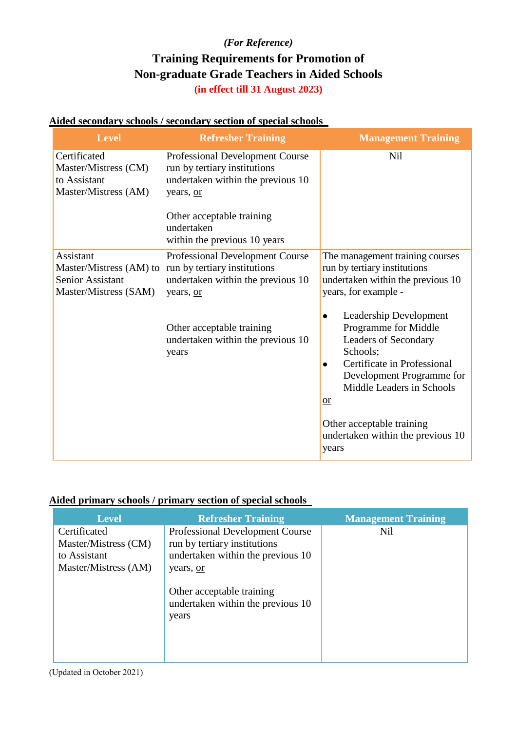*(For Reference)*

# Training Requirements for Promotion of Non-graduate Grade Teachers in Aided Schools

**(in effect till 31 August 2023)**

**Aided secondary schools / secondary section of special schools**

| Level | Refresher Training | Management Training |
|---|---|---|
| Certificated Master/Mistress (CM) to Assistant Master/Mistress (AM) | Professional Development Course run by tertiary institutions undertaken within the previous 10 years, or<br><br>Other acceptable training undertaken within the previous 10 years | Nil |
| Assistant Master/Mistress (AM) to Senior Assistant Master/Mistress (SAM) | Professional Development Course run by tertiary institutions undertaken within the previous 10 years, or<br><br>Other acceptable training undertaken within the previous 10 years | The management training courses run by tertiary institutions undertaken within the previous 10 years, for example -<br>• Leadership Development Programme for Middle Leaders of Secondary Schools;<br>• Certificate in Professional Development Programme for Middle Leaders in Schools<br><br>or<br><br>Other acceptable training undertaken within the previous 10 years |

**Aided primary schools / primary section of special schools**

| Level | Refresher Training | Management Training |
|---|---|---|
| Certificated Master/Mistress (CM) to Assistant Master/Mistress (AM) | Professional Development Course run by tertiary institutions undertaken within the previous 10 years, or<br><br>Other acceptable training undertaken within the previous 10 years | Nil |

(Updated in October 2021)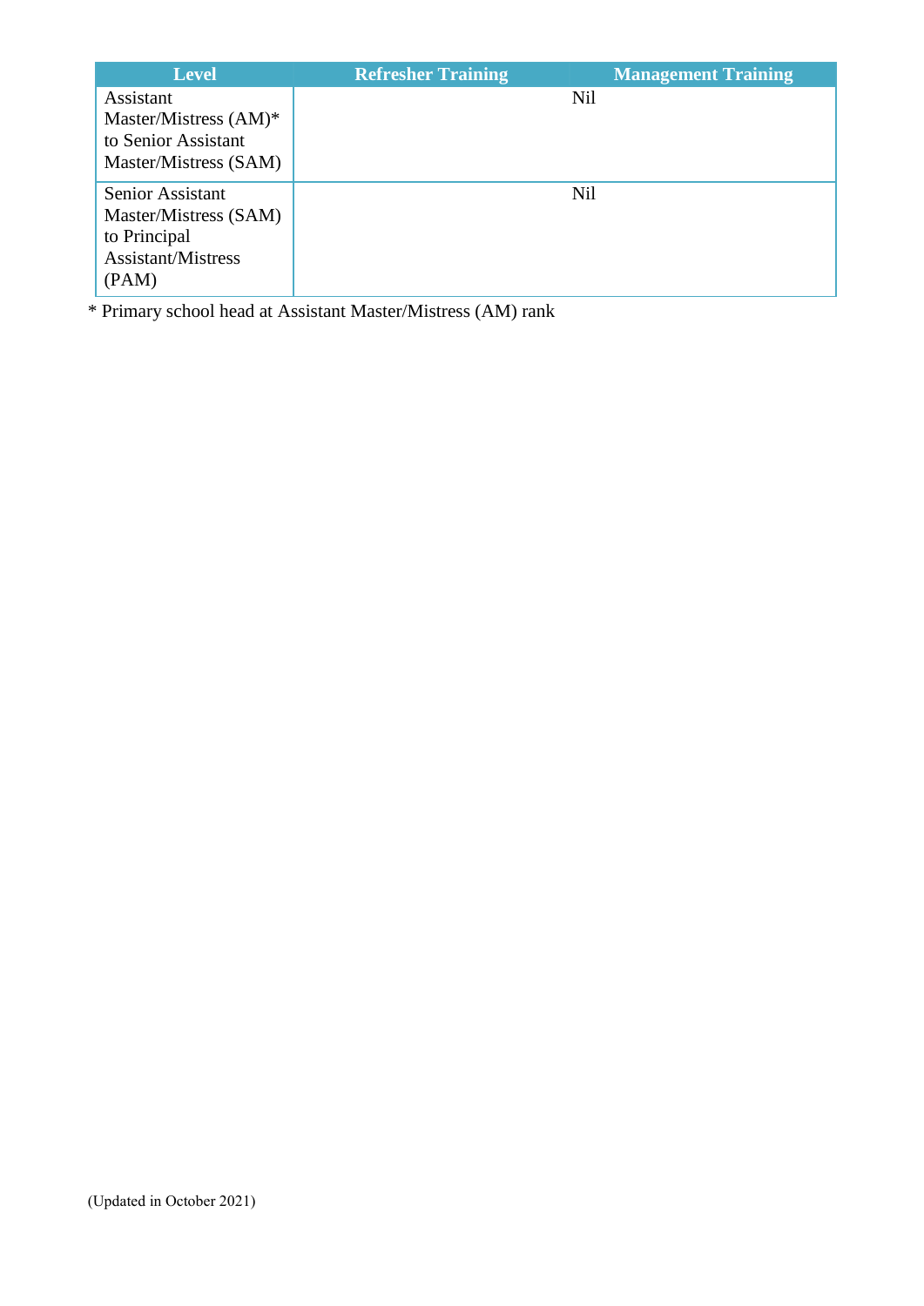| Level | Refresher Training | Management Training |
|---|---|---|
| Assistant Master/Mistress (AM)* to Senior Assistant Master/Mistress (SAM) | Nil | |
| Senior Assistant Master/Mistress (SAM) to Principal Assistant/Mistress (PAM) | Nil | |

* Primary school head at Assistant Master/Mistress (AM) rank

(Updated in October 2021)